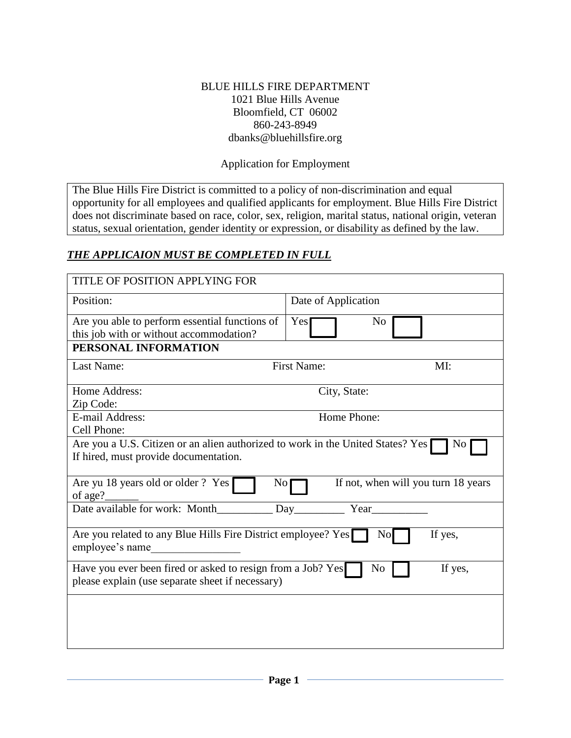BLUE HILLS FIRE DEPARTMENT
1021 Blue Hills Avenue
Bloomfield, CT 06002
860-243-8949
dbanks@bluehillsfire.org

Application for Employment

The Blue Hills Fire District is committed to a policy of non-discrimination and equal opportunity for all employees and qualified applicants for employment. Blue Hills Fire District does not discriminate based on race, color, sex, religion, marital status, national origin, veteran status, sexual orientation, gender identity or expression, or disability as defined by the law.

***THE APPLICAION MUST BE COMPLETED IN FULL***

| TITLE OF POSITION APPLYING FOR | |
|---|---|
| Position: | Date of Application |
| Are you able to perform essential functions of this job with or without accommodation? | Yes ☐ No ☐ |
| **PERSONAL INFORMATION** | |
| Last Name: First Name: MI: | |
| Home Address: City, State: Zip Code: | |
| E-mail Address: Home Phone: Cell Phone: | |
| Are you a U.S. Citizen or an alien authorized to work in the United States? Yes ☐ No ☐ If hired, must provide documentation. | |
| Are yu 18 years old or older ? Yes ☐ No ☐ If not, when will you turn 18 years of age?______ | |
| Date available for work: Month__________ Day_________ Year__________ | |
| Are you related to any Blue Hills Fire District employee? Yes ☐ No ☐ If yes, employee's name________________ | |
| Have you ever been fired or asked to resign from a Job? Yes ☐ No ☐ If yes, please explain (use separate sheet if necessary) | |
| | |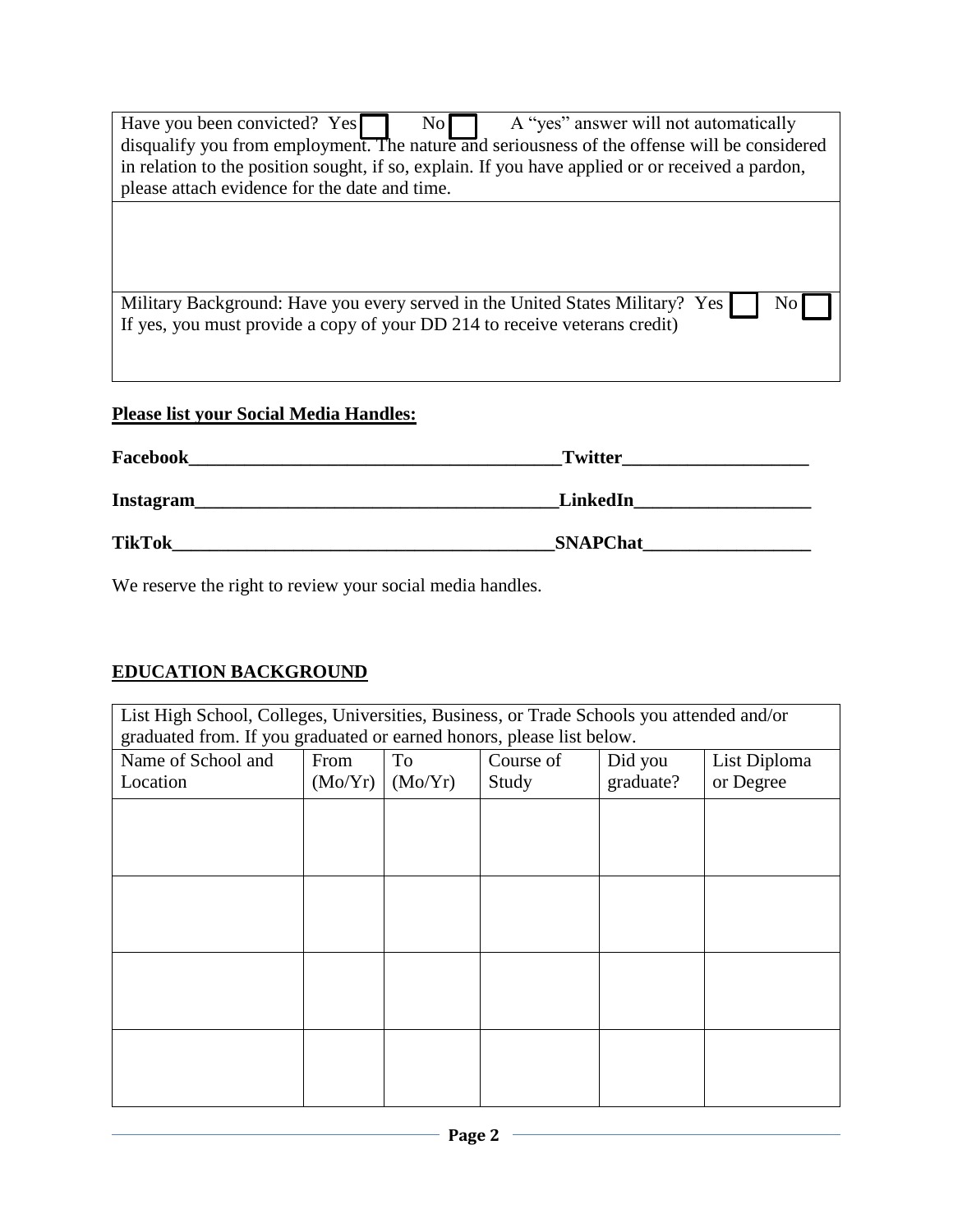| Have you been convicted? Yes ☐ No ☐ A "yes" answer will not automatically disqualify you from employment. The nature and seriousness of the offense will be considered in relation to the position sought, if so, explain. If you have applied or or received a pardon, please attach evidence for the date and time. |
|---|
| |
| Military Background: Have you every served in the United States Military? Yes ☐ No ☐<br>If yes, you must provide a copy of your DD 214 to receive veterans credit) |

**Please list your Social Media Handles:**

**Facebook**_________________________________________ **Twitter**____________________

**Instagram**________________________________________ **LinkedIn**___________________

**TikTok**__________________________________________ **SNAPChat**__________________

We reserve the right to review your social media handles.

## EDUCATION BACKGROUND

| List High School, Colleges, Universities, Business, or Trade Schools you attended and/or graduated from. If you graduated or earned honors, please list below. | | | | | |
|---|---|---|---|---|---|
| Name of School and Location | From (Mo/Yr) | To (Mo/Yr) | Course of Study | Did you graduate? | List Diploma or Degree |
| | | | | | |
| | | | | | |
| | | | | | |
| | | | | | |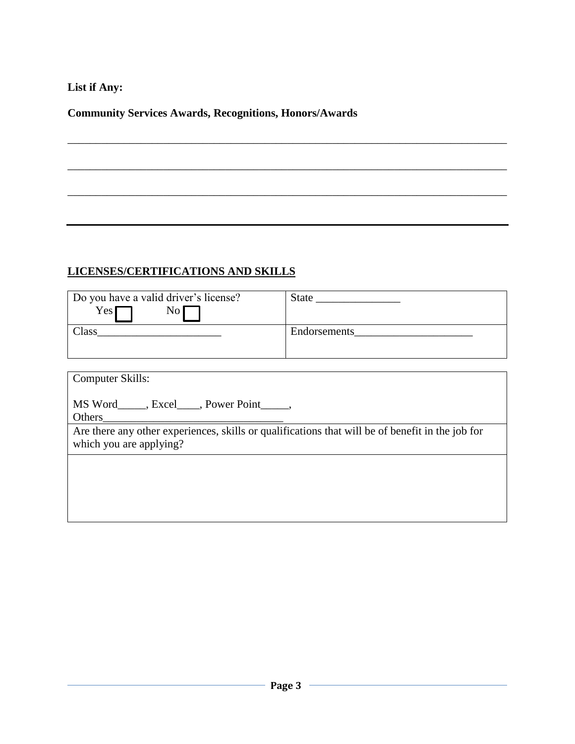**List if Any:**

**Community Services Awards, Recognitions, Honors/Awards**

______________________________________________________________________________

______________________________________________________________________________

______________________________________________________________________________

## LICENSES/CERTIFICATIONS AND SKILLS

| Do you have a valid driver's license? Yes ☐ No ☐ | State _______________ |
| --- | --- |
| Class______________________ | Endorsements_____________________ |

| Computer Skills: MS Word_____, Excel____, Power Point_____, Others________________________________ |
| --- |
| Are there any other experiences, skills or qualifications that will be of benefit in the job for which you are applying? |
| |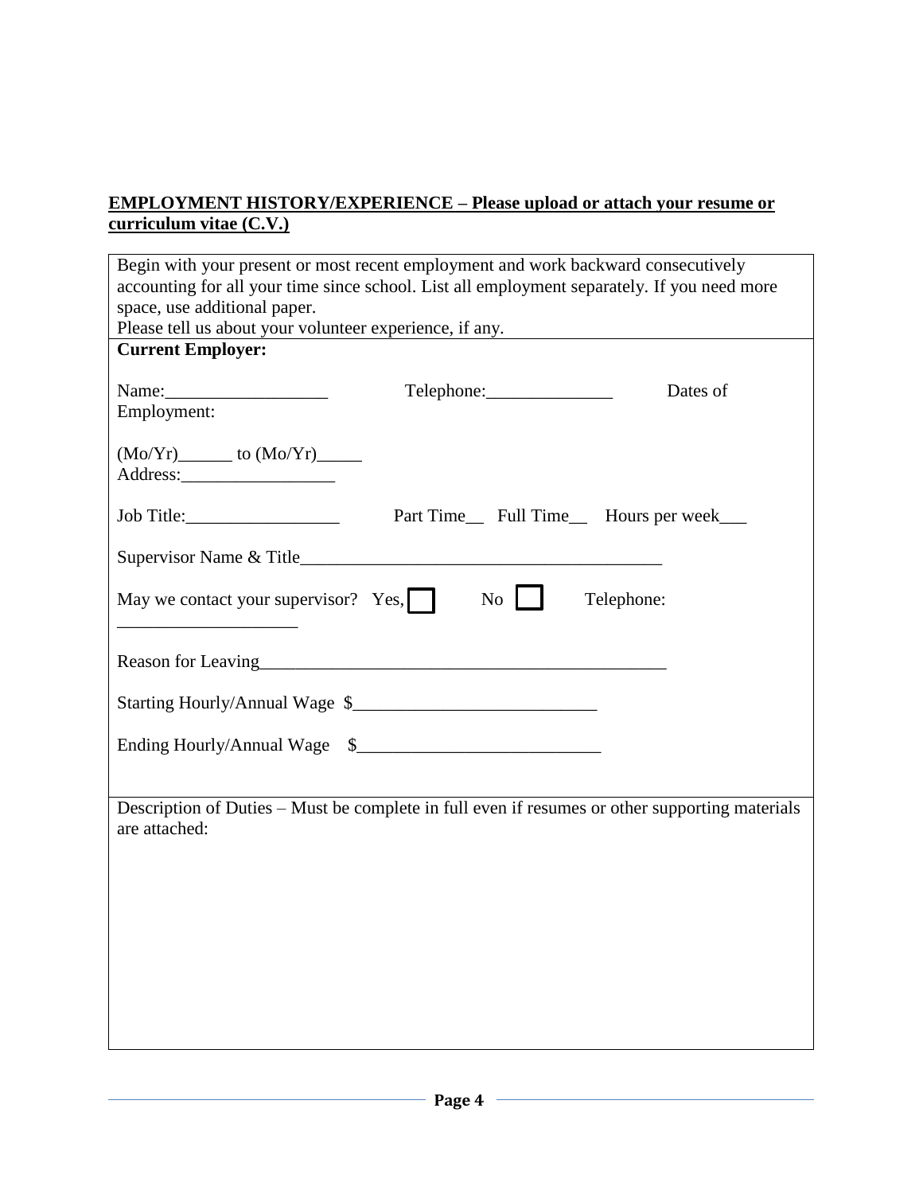**EMPLOYMENT HISTORY/EXPERIENCE – Please upload or attach your resume or curriculum vitae (C.V.)**

Begin with your present or most recent employment and work backward consecutively accounting for all your time since school. List all employment separately. If you need more space, use additional paper.
Please tell us about your volunteer experience, if any.

**Current Employer:**

Name:__________________ Telephone:______________ Dates of Employment:

(Mo/Yr)______ to (Mo/Yr)_____
Address:_________________

Job Title:_________________ Part Time__ Full Time__ Hours per week___

Supervisor Name & Title________________________________________

May we contact your supervisor? Yes, ☐ No ☐ Telephone: ____________________

Reason for Leaving_____________________________________________

Starting Hourly/Annual Wage $___________________________

Ending Hourly/Annual Wage $___________________________

Description of Duties – Must be complete in full even if resumes or other supporting materials are attached: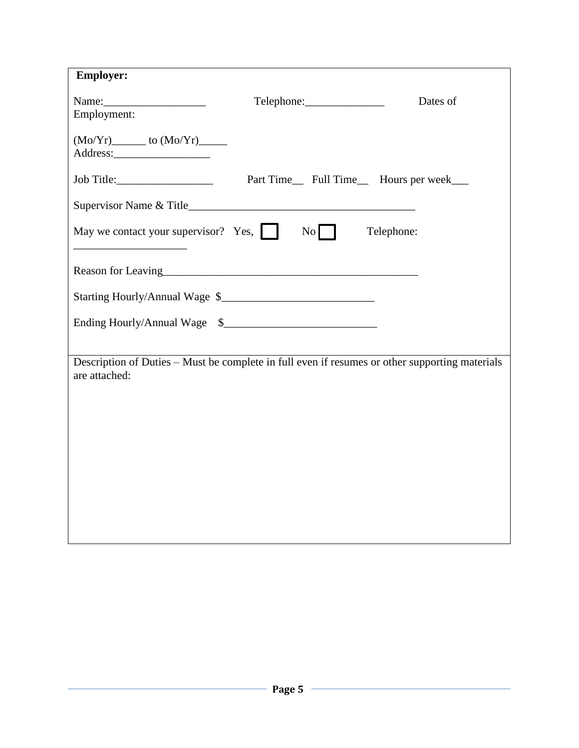**Employer:**

Name:__________________ Telephone:______________ Dates of Employment:

(Mo/Yr)______ to (Mo/Yr)_____

Address:_________________

Job Title:_________________ Part Time__ Full Time__ Hours per week___

Supervisor Name & Title________________________________________

May we contact your supervisor? Yes, ☐ No ☐ Telephone: ____________________

Reason for Leaving______________________________________________

Starting Hourly/Annual Wage $___________________________

Ending Hourly/Annual Wage $___________________________

Description of Duties – Must be complete in full even if resumes or other supporting materials are attached: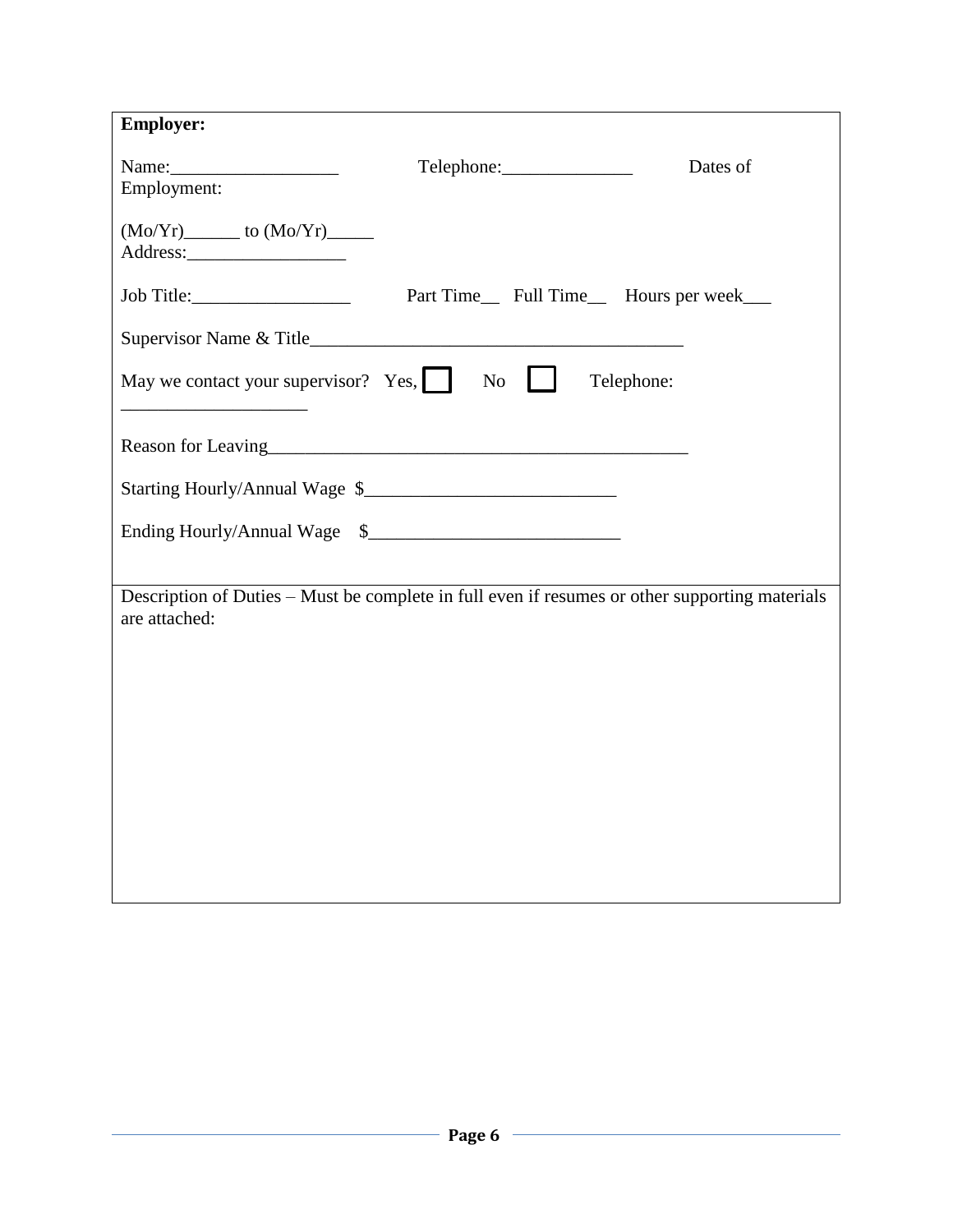**Employer:**

Name:__________________ Telephone:______________ Dates of Employment:

(Mo/Yr)______ to (Mo/Yr)_____
Address:_________________

Job Title:_________________ Part Time__ Full Time__ Hours per week___

Supervisor Name & Title_________________________________________

May we contact your supervisor? Yes, ☐ No ☐ Telephone: ____________________

Reason for Leaving_______________________________________________

Starting Hourly/Annual Wage $___________________________

Ending Hourly/Annual Wage $___________________________

Description of Duties – Must be complete in full even if resumes or other supporting materials are attached: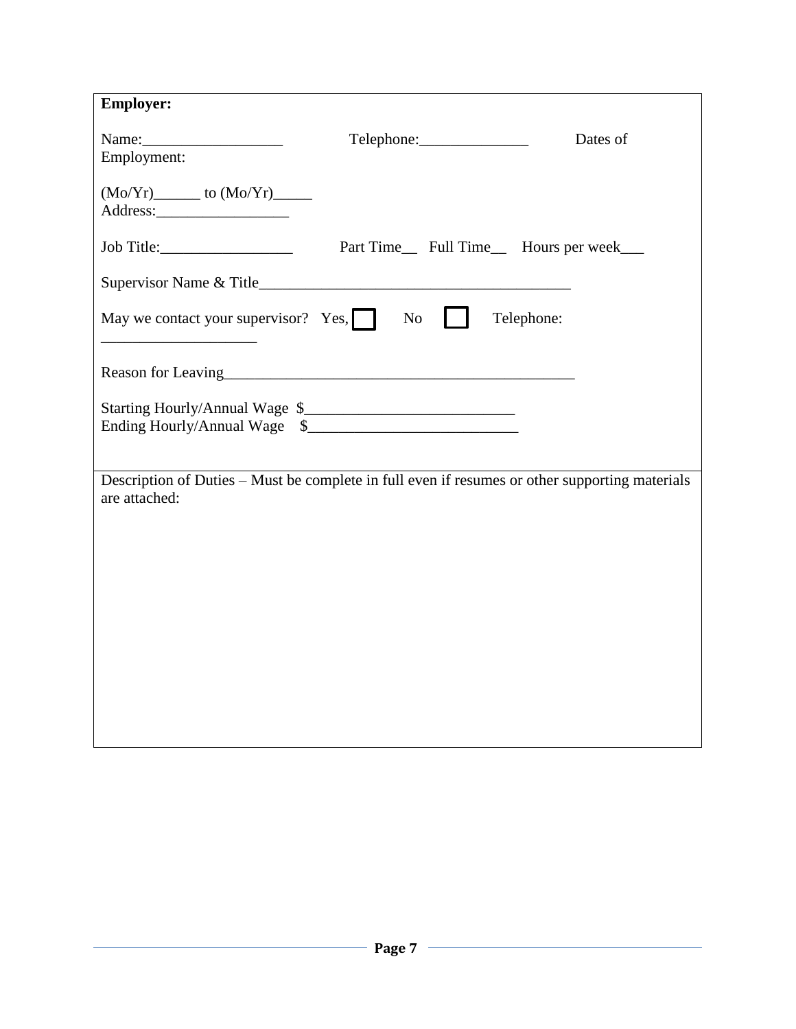**Employer:**

Name:__________________ Telephone:______________ Dates of Employment:

(Mo/Yr)______ to (Mo/Yr)_____
Address:_________________

Job Title:_________________ Part Time__ Full Time__ Hours per week___

Supervisor Name & Title________________________________________

May we contact your supervisor? Yes, ☐ No ☐ Telephone: ____________________

Reason for Leaving_____________________________________________

Starting Hourly/Annual Wage $___________________________
Ending Hourly/Annual Wage $___________________________

Description of Duties – Must be complete in full even if resumes or other supporting materials are attached: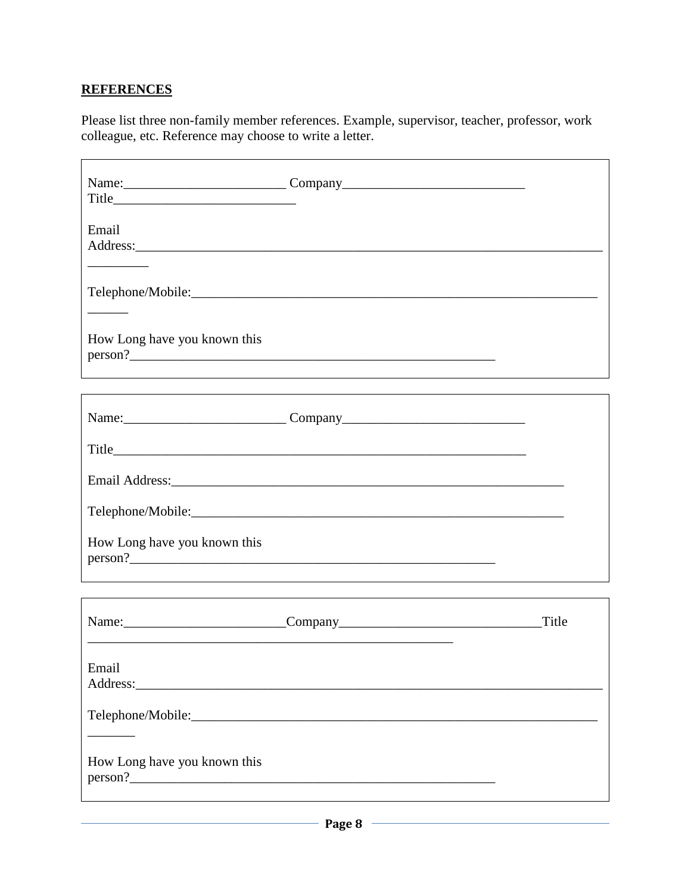## REFERENCES

Please list three non-family member references. Example, supervisor, teacher, professor, work colleague, etc. Reference may choose to write a letter.

Name:________________________ Company__________________________
Title__________________________

Email Address:____________________________________________________________________

Telephone/Mobile:__________________________________________________________

How Long have you known this person?_______________________________________________________

---

Name:________________________ Company__________________________

Title_____________________________________________________________

Email Address:_______________________________________________________

Telephone/Mobile:____________________________________________________

How Long have you known this person?_______________________________________________________

---

Name:________________________Company_____________________________Title
_______________________________________________________

Email Address:____________________________________________________________________

Telephone/Mobile:__________________________________________________________

How Long have you known this person?_______________________________________________________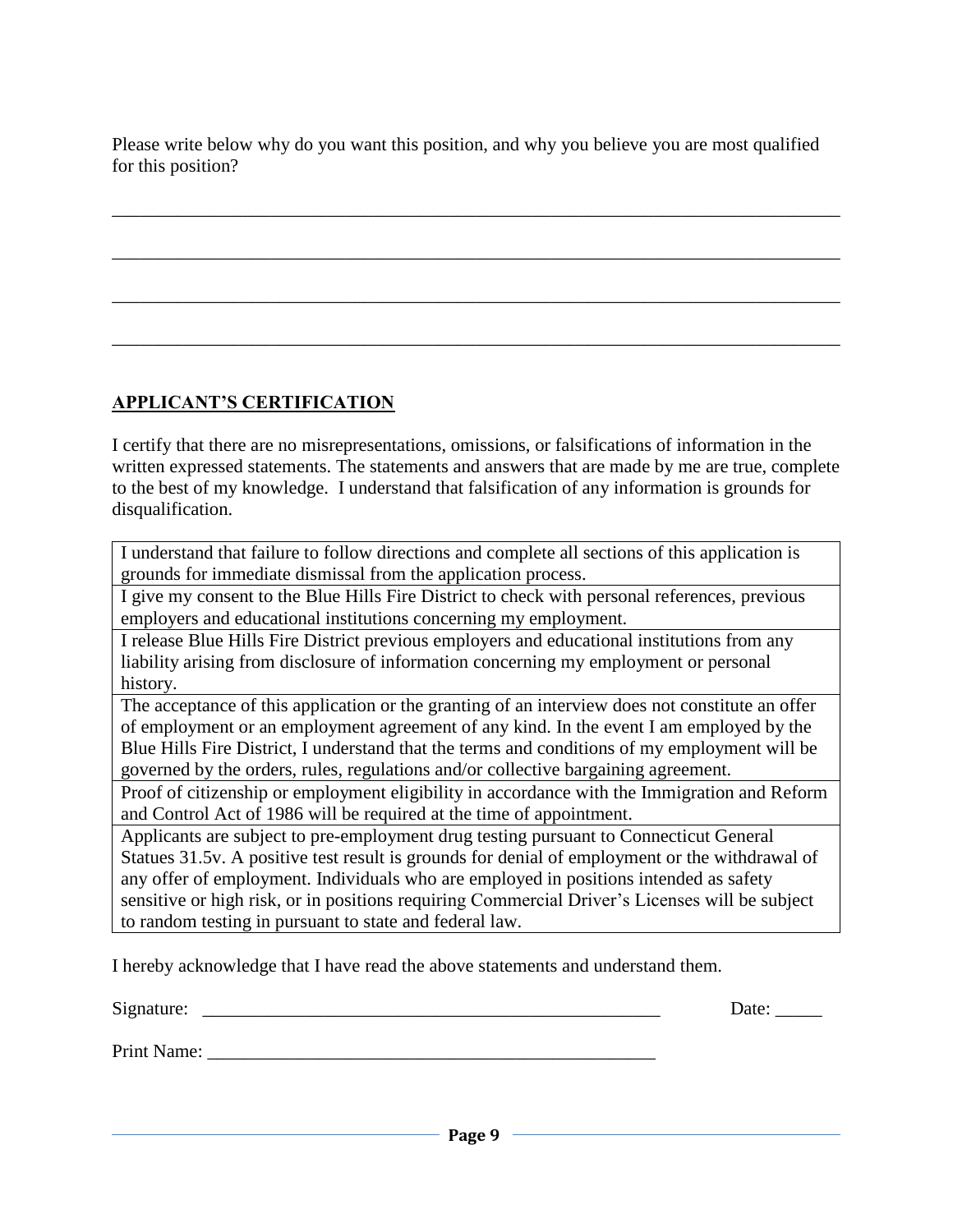Please write below why do you want this position, and why you believe you are most qualified for this position?

\_\_\_\_\_\_\_\_\_\_\_\_\_\_\_\_\_\_\_\_\_\_\_\_\_\_\_\_\_\_\_\_\_\_\_\_\_\_\_\_\_\_\_\_\_\_\_\_\_\_\_\_\_\_\_\_\_\_\_\_\_\_\_\_\_\_\_\_\_\_\_\_

\_\_\_\_\_\_\_\_\_\_\_\_\_\_\_\_\_\_\_\_\_\_\_\_\_\_\_\_\_\_\_\_\_\_\_\_\_\_\_\_\_\_\_\_\_\_\_\_\_\_\_\_\_\_\_\_\_\_\_\_\_\_\_\_\_\_\_\_\_\_\_\_

\_\_\_\_\_\_\_\_\_\_\_\_\_\_\_\_\_\_\_\_\_\_\_\_\_\_\_\_\_\_\_\_\_\_\_\_\_\_\_\_\_\_\_\_\_\_\_\_\_\_\_\_\_\_\_\_\_\_\_\_\_\_\_\_\_\_\_\_\_\_\_\_

\_\_\_\_\_\_\_\_\_\_\_\_\_\_\_\_\_\_\_\_\_\_\_\_\_\_\_\_\_\_\_\_\_\_\_\_\_\_\_\_\_\_\_\_\_\_\_\_\_\_\_\_\_\_\_\_\_\_\_\_\_\_\_\_\_\_\_\_\_\_\_\_

## APPLICANT'S CERTIFICATION

I certify that there are no misrepresentations, omissions, or falsifications of information in the written expressed statements. The statements and answers that are made by me are true, complete to the best of my knowledge. I understand that falsification of any information is grounds for disqualification.

| |
|---|
| I understand that failure to follow directions and complete all sections of this application is grounds for immediate dismissal from the application process. |
| I give my consent to the Blue Hills Fire District to check with personal references, previous employers and educational institutions concerning my employment. |
| I release Blue Hills Fire District previous employers and educational institutions from any liability arising from disclosure of information concerning my employment or personal history. |
| The acceptance of this application or the granting of an interview does not constitute an offer of employment or an employment agreement of any kind. In the event I am employed by the Blue Hills Fire District, I understand that the terms and conditions of my employment will be governed by the orders, rules, regulations and/or collective bargaining agreement. |
| Proof of citizenship or employment eligibility in accordance with the Immigration and Reform and Control Act of 1986 will be required at the time of appointment. |
| Applicants are subject to pre-employment drug testing pursuant to Connecticut General Statues 31.5v. A positive test result is grounds for denial of employment or the withdrawal of any offer of employment. Individuals who are employed in positions intended as safety sensitive or high risk, or in positions requiring Commercial Driver's Licenses will be subject to random testing in pursuant to state and federal law. |

I hereby acknowledge that I have read the above statements and understand them.

Signature: \_\_\_\_\_\_\_\_\_\_\_\_\_\_\_\_\_\_\_\_\_\_\_\_\_\_\_\_\_\_\_\_\_\_\_\_\_\_\_\_\_\_\_\_\_\_\_\_ Date: \_\_\_\_\_

Print Name: \_\_\_\_\_\_\_\_\_\_\_\_\_\_\_\_\_\_\_\_\_\_\_\_\_\_\_\_\_\_\_\_\_\_\_\_\_\_\_\_\_\_\_\_\_\_\_\_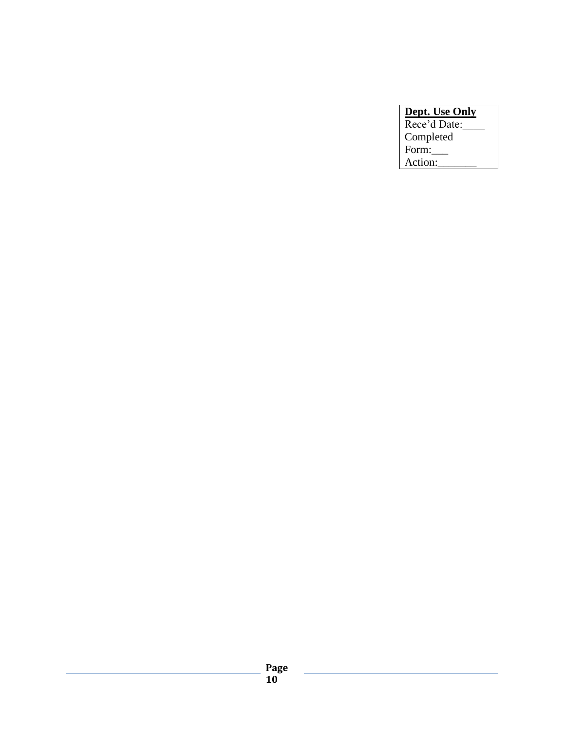**Dept. Use Only**
Rece'd Date:____
Completed Form:___
Action:_______